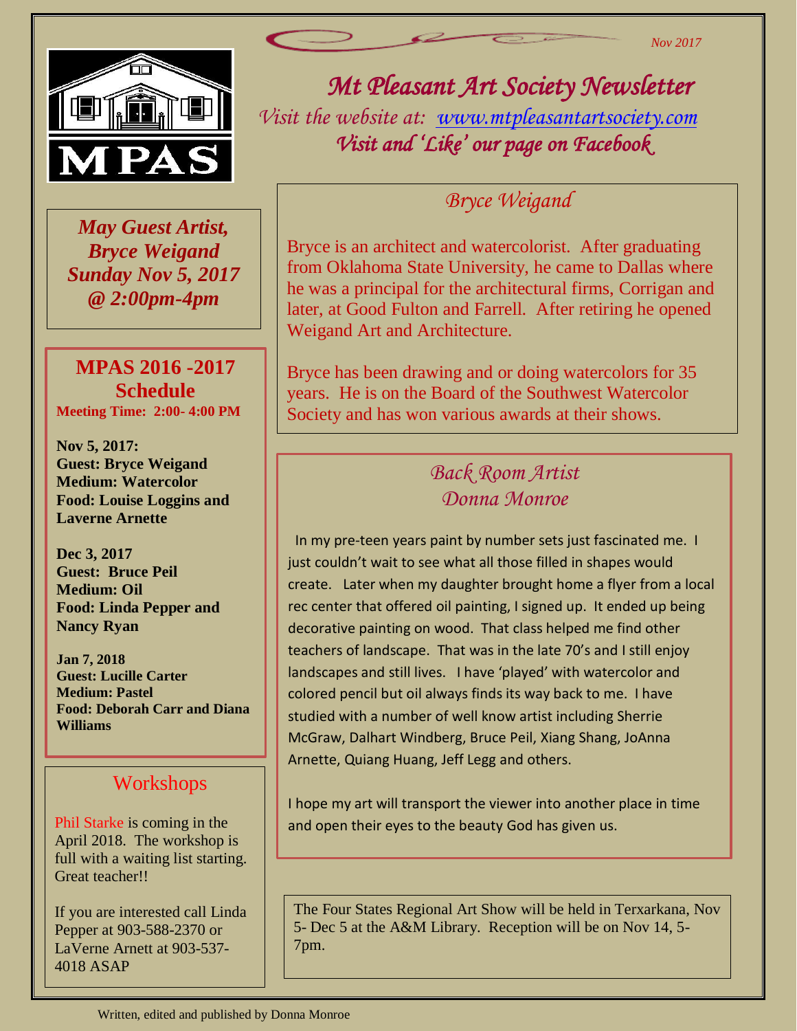Nov 2017

MPAS

# Mt Pleasant Art Society Newsletter

*Visit the website at: www.mtpleasantartsociety.com*

*Visit and 'Like' our page on Facebook*

*May Guest Artist, Bryce Weigand Sunday Nov 5, 2017 @ 2:00pm-4pm*

## MPAS 2016 -2017 Schedule

**Meeting Time: 2:00- 4:00 PM**

**Nov 5, 2017:**
**Guest: Bryce Weigand**
**Medium: Watercolor**
**Food: Louise Loggins and Laverne Arnette**

**Dec 3, 2017**
**Guest: Bruce Peil**
**Medium: Oil**
**Food: Linda Pepper and Nancy Ryan**

**Jan 7, 2018**
**Guest: Lucille Carter**
**Medium: Pastel**
**Food: Deborah Carr and Diana Williams**

## Workshops

Phil Starke is coming in the April 2018. The workshop is full with a waiting list starting. Great teacher!!

If you are interested call Linda Pepper at 903-588-2370 or LaVerne Arnett at 903-537-4018 ASAP

## *Bryce Weigand*

Bryce is an architect and watercolorist. After graduating from Oklahoma State University, he came to Dallas where he was a principal for the architectural firms, Corrigan and later, at Good Fulton and Farrell. After retiring he opened Weigand Art and Architecture.

Bryce has been drawing and or doing watercolors for 35 years. He is on the Board of the Southwest Watercolor Society and has won various awards at their shows.

## *Back Room Artist Donna Monroe*

In my pre-teen years paint by number sets just fascinated me. I just couldn't wait to see what all those filled in shapes would create. Later when my daughter brought home a flyer from a local rec center that offered oil painting, I signed up. It ended up being decorative painting on wood. That class helped me find other teachers of landscape. That was in the late 70's and I still enjoy landscapes and still lives. I have 'played' with watercolor and colored pencil but oil always finds its way back to me. I have studied with a number of well know artist including Sherrie McGraw, Dalhart Windberg, Bruce Peil, Xiang Shang, JoAnna Arnette, Quiang Huang, Jeff Legg and others.

I hope my art will transport the viewer into another place in time and open their eyes to the beauty God has given us.

The Four States Regional Art Show will be held in Terxarkana, Nov 5- Dec 5 at the A&M Library. Reception will be on Nov 14, 5-7pm.

Written, edited and published by Donna Monroe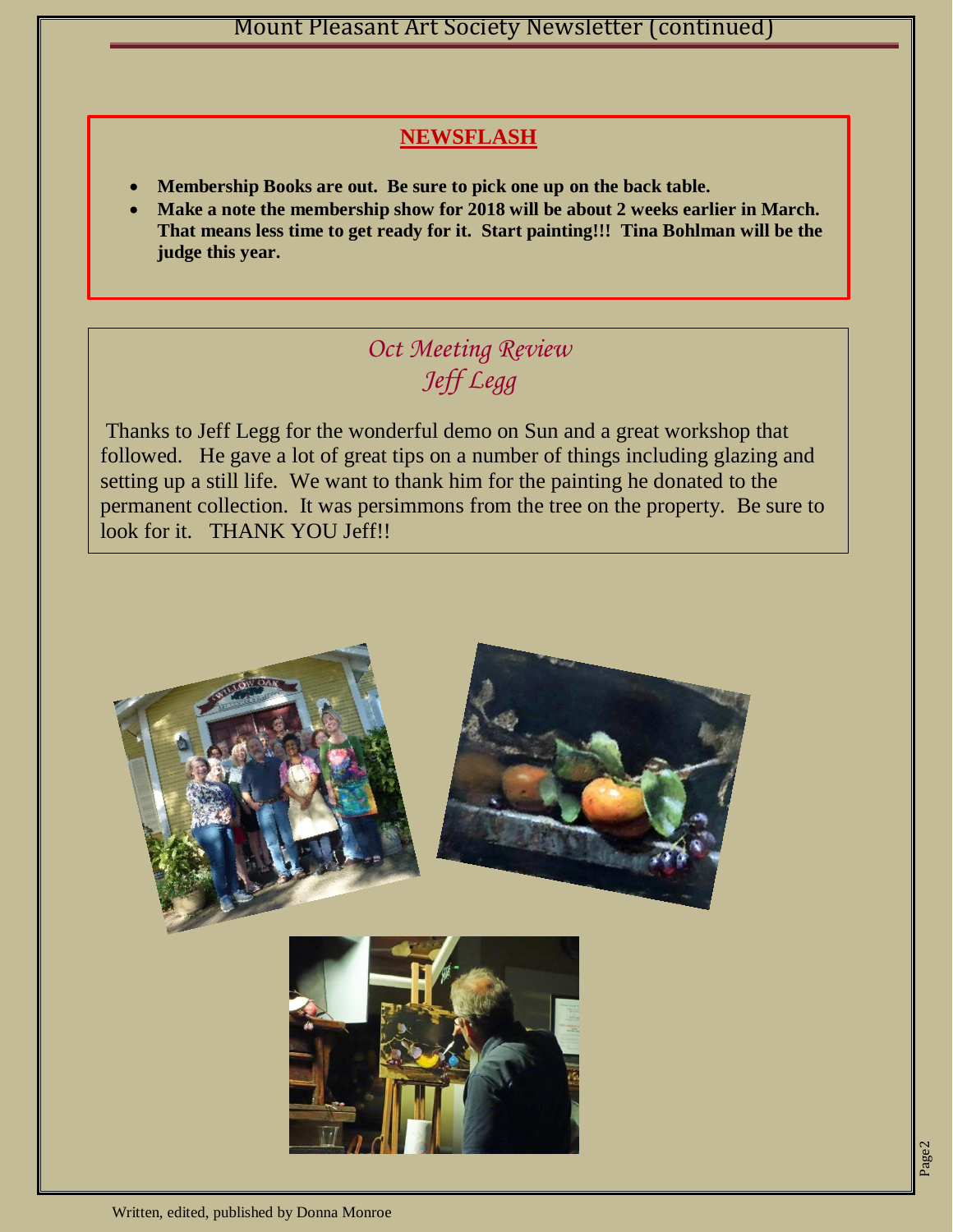## NEWSFLASH

- **Membership Books are out. Be sure to pick one up on the back table.**
- **Make a note the membership show for 2018 will be about 2 weeks earlier in March. That means less time to get ready for it. Start painting!!! Tina Bohlman will be the judge this year.**

## *Oct Meeting Review*
## *Jeff Legg*

Thanks to Jeff Legg for the wonderful demo on Sun and a great workshop that followed. He gave a lot of great tips on a number of things including glazing and setting up a still life. We want to thank him for the painting he donated to the permanent collection. It was persimmons from the tree on the property. Be sure to look for it. THANK YOU Jeff!!

Written, edited, published by Donna Monroe